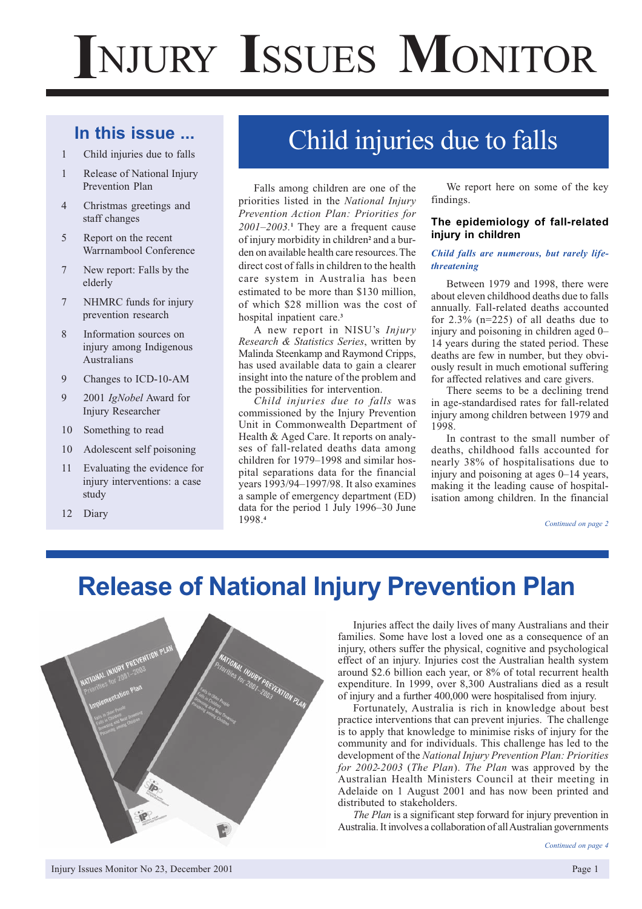# Injury Issues Monitor

## In this issue ...

- 1 Child injuries due to falls
- 1 Release of National Injury Prevention Plan
- 4 Christmas greetings and staff changes
- 5 Report on the recent Warrnambool Conference
- 7 New report: Falls by the elderly
- 7 NHMRC funds for injury prevention research
- 8 Information sources on injury among Indigenous Australians
- 9 Changes to ICD-10-AM
- 9 2001 *IgNobel* Award for Injury Researcher
- 10 Something to read
- 10 Adolescent self poisoning
- 11 Evaluating the evidence for injury interventions: a case study
- 12 Diary

# Child injuries due to falls

Falls among children are one of the priorities listed in the *National Injury Prevention Action Plan: Priorities for 2001–2003*.[1] They are a frequent cause of injury morbidity in children[2] and a burden on available health care resources. The direct cost of falls in children to the health care system in Australia has been estimated to be more than $130 million, of which $28 million was the cost of hospital inpatient care.[3]

A new report in NISU's *Injury Research & Statistics Series*, written by Malinda Steenkamp and Raymond Cripps, has used available data to gain a clearer insight into the nature of the problem and the possibilities for intervention.

*Child injuries due to falls* was commissioned by the Injury Prevention Unit in Commonwealth Department of Health & Aged Care. It reports on analyses of fall-related deaths data among children for 1979–1998 and similar hospital separations data for the financial years 1993/94–1997/98. It also examines a sample of emergency department (ED) data for the period 1 July 1996–30 June 1998.[4]

We report here on some of the key findings.

### The epidemiology of fall-related injury in children

***Child falls are numerous, but rarely life-threatening***

Between 1979 and 1998, there were about eleven childhood deaths due to falls annually. Fall-related deaths accounted for 2.3% (n=225) of all deaths due to injury and poisoning in children aged 0–14 years during the stated period. These deaths are few in number, but they obviously result in much emotional suffering for affected relatives and care givers.

There seems to be a declining trend in age-standardised rates for fall-related injury among children between 1979 and 1998.

In contrast to the small number of deaths, childhood falls accounted for nearly 38% of hospitalisations due to injury and poisoning at ages 0–14 years, making it the leading cause of hospitalisation among children. In the financial

*Continued on page 2*

# Release of National Injury Prevention Plan

Injuries affect the daily lives of many Australians and their families. Some have lost a loved one as a consequence of an injury, others suffer the physical, cognitive and psychological effect of an injury. Injuries cost the Australian health system around $2.6 billion each year, or 8% of total recurrent health expenditure. In 1999, over 8,300 Australians died as a result of injury and a further 400,000 were hospitalised from injury.

Fortunately, Australia is rich in knowledge about best practice interventions that can prevent injuries. The challenge is to apply that knowledge to minimise risks of injury for the community and for individuals. This challenge has led to the development of the *National Injury Prevention Plan: Priorities for 2002-2003* (*The Plan*). *The Plan* was approved by the Australian Health Ministers Council at their meeting in Adelaide on 1 August 2001 and has now been printed and distributed to stakeholders.

*The Plan* is a significant step forward for injury prevention in Australia. It involves a collaboration of all Australian governments

*Continued on page 4*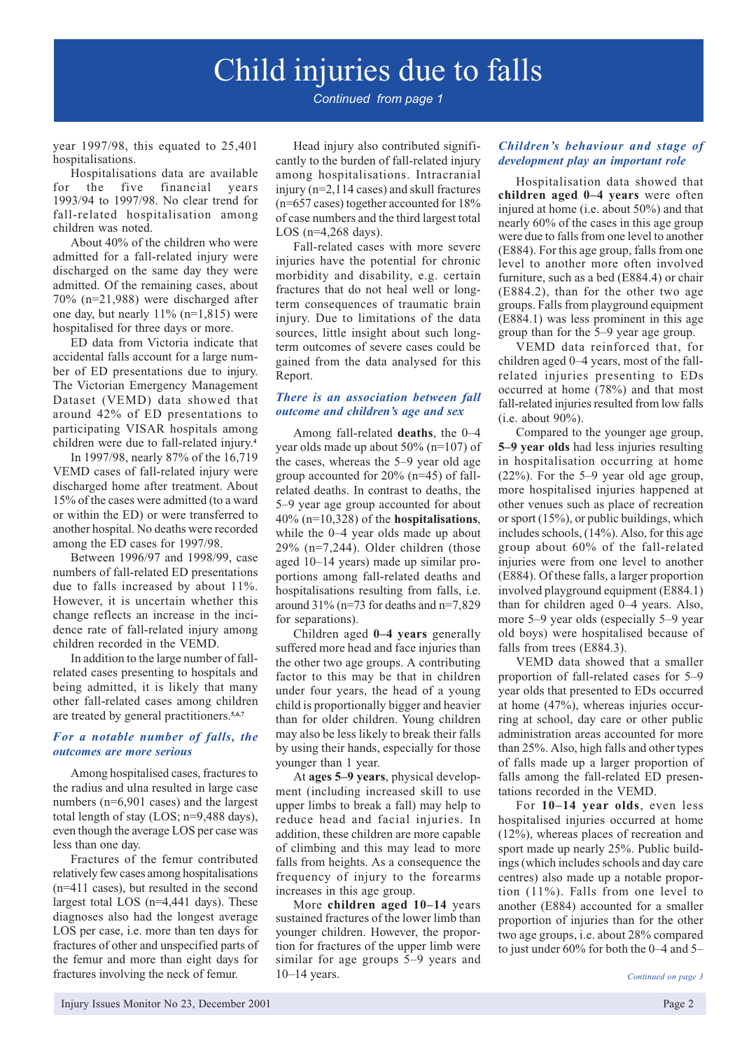# Child injuries due to falls

*Continued from page 1*

year 1997/98, this equated to 25,401 hospitalisations.

Hospitalisations data are available for the five financial years 1993/94 to 1997/98. No clear trend for fall-related hospitalisation among children was noted.

About 40% of the children who were admitted for a fall-related injury were discharged on the same day they were admitted. Of the remaining cases, about 70% (n=21,988) were discharged after one day, but nearly 11% (n=1,815) were hospitalised for three days or more.

ED data from Victoria indicate that accidental falls account for a large number of ED presentations due to injury. The Victorian Emergency Management Dataset (VEMD) data showed that around 42% of ED presentations to participating VISAR hospitals among children were due to fall-related injury.[4]

In 1997/98, nearly 87% of the 16,719 VEMD cases of fall-related injury were discharged home after treatment. About 15% of the cases were admitted (to a ward or within the ED) or were transferred to another hospital. No deaths were recorded among the ED cases for 1997/98.

Between 1996/97 and 1998/99, case numbers of fall-related ED presentations due to falls increased by about 11%. However, it is uncertain whether this change reflects an increase in the incidence rate of fall-related injury among children recorded in the VEMD.

In addition to the large number of fall-related cases presenting to hospitals and being admitted, it is likely that many other fall-related cases among children are treated by general practitioners.[5,6,7]

### *For a notable number of falls, the outcomes are more serious*

Among hospitalised cases, fractures to the radius and ulna resulted in large case numbers (n=6,901 cases) and the largest total length of stay (LOS; n=9,488 days), even though the average LOS per case was less than one day.

Fractures of the femur contributed relatively few cases among hospitalisations (n=411 cases), but resulted in the second largest total LOS (n=4,441 days). These diagnoses also had the longest average LOS per case, i.e. more than ten days for fractures of other and unspecified parts of the femur and more than eight days for fractures involving the neck of femur.

Head injury also contributed significantly to the burden of fall-related injury among hospitalisations. Intracranial injury (n=2,114 cases) and skull fractures (n=657 cases) together accounted for 18% of case numbers and the third largest total LOS (n=4,268 days).

Fall-related cases with more severe injuries have the potential for chronic morbidity and disability, e.g. certain fractures that do not heal well or long-term consequences of traumatic brain injury. Due to limitations of the data sources, little insight about such long-term outcomes of severe cases could be gained from the data analysed for this Report.

### *There is an association between fall outcome and children's age and sex*

Among fall-related **deaths**, the 0–4 year olds made up about 50% (n=107) of the cases, whereas the 5–9 year old age group accounted for 20% (n=45) of fall-related deaths. In contrast to deaths, the 5–9 year age group accounted for about 40% (n=10,328) of the **hospitalisations**, while the 0–4 year olds made up about 29% (n=7,244). Older children (those aged 10–14 years) made up similar proportions among fall-related deaths and hospitalisations resulting from falls, i.e. around 31% (n=73 for deaths and n=7,829 for separations).

Children aged **0–4 years** generally suffered more head and face injuries than the other two age groups. A contributing factor to this may be that in children under four years, the head of a young child is proportionally bigger and heavier than for older children. Young children may also be less likely to break their falls by using their hands, especially for those younger than 1 year.

At **ages 5–9 years**, physical development (including increased skill to use upper limbs to break a fall) may help to reduce head and facial injuries. In addition, these children are more capable of climbing and this may lead to more falls from heights. As a consequence the frequency of injury to the forearms increases in this age group.

More **children aged 10–14** years sustained fractures of the lower limb than younger children. However, the proportion for fractures of the upper limb were similar for age groups 5–9 years and 10–14 years.

### *Children's behaviour and stage of development play an important role*

Hospitalisation data showed that **children aged 0–4 years** were often injured at home (i.e. about 50%) and that nearly 60% of the cases in this age group were due to falls from one level to another (E884). For this age group, falls from one level to another more often involved furniture, such as a bed (E884.4) or chair (E884.2), than for the other two age groups. Falls from playground equipment (E884.1) was less prominent in this age group than for the 5–9 year age group.

VEMD data reinforced that, for children aged 0–4 years, most of the fall-related injuries presenting to EDs occurred at home (78%) and that most fall-related injuries resulted from low falls (i.e. about 90%).

Compared to the younger age group, **5–9 year olds** had less injuries resulting in hospitalisation occurring at home (22%). For the 5–9 year old age group, more hospitalised injuries happened at other venues such as place of recreation or sport (15%), or public buildings, which includes schools, (14%). Also, for this age group about 60% of the fall-related injuries were from one level to another (E884). Of these falls, a larger proportion involved playground equipment (E884.1) than for children aged 0–4 years. Also, more 5–9 year olds (especially 5–9 year old boys) were hospitalised because of falls from trees (E884.3).

VEMD data showed that a smaller proportion of fall-related cases for 5–9 year olds that presented to EDs occurred at home (47%), whereas injuries occurring at school, day care or other public administration areas accounted for more than 25%. Also, high falls and other types of falls made up a larger proportion of falls among the fall-related ED presentations recorded in the VEMD.

For **10–14 year olds**, even less hospitalised injuries occurred at home (12%), whereas places of recreation and sport made up nearly 25%. Public buildings (which includes schools and day care centres) also made up a notable proportion (11%). Falls from one level to another (E884) accounted for a smaller proportion of injuries than for the other two age groups, i.e. about 28% compared to just under 60% for both the 0–4 and 5–

*Continued on page 3*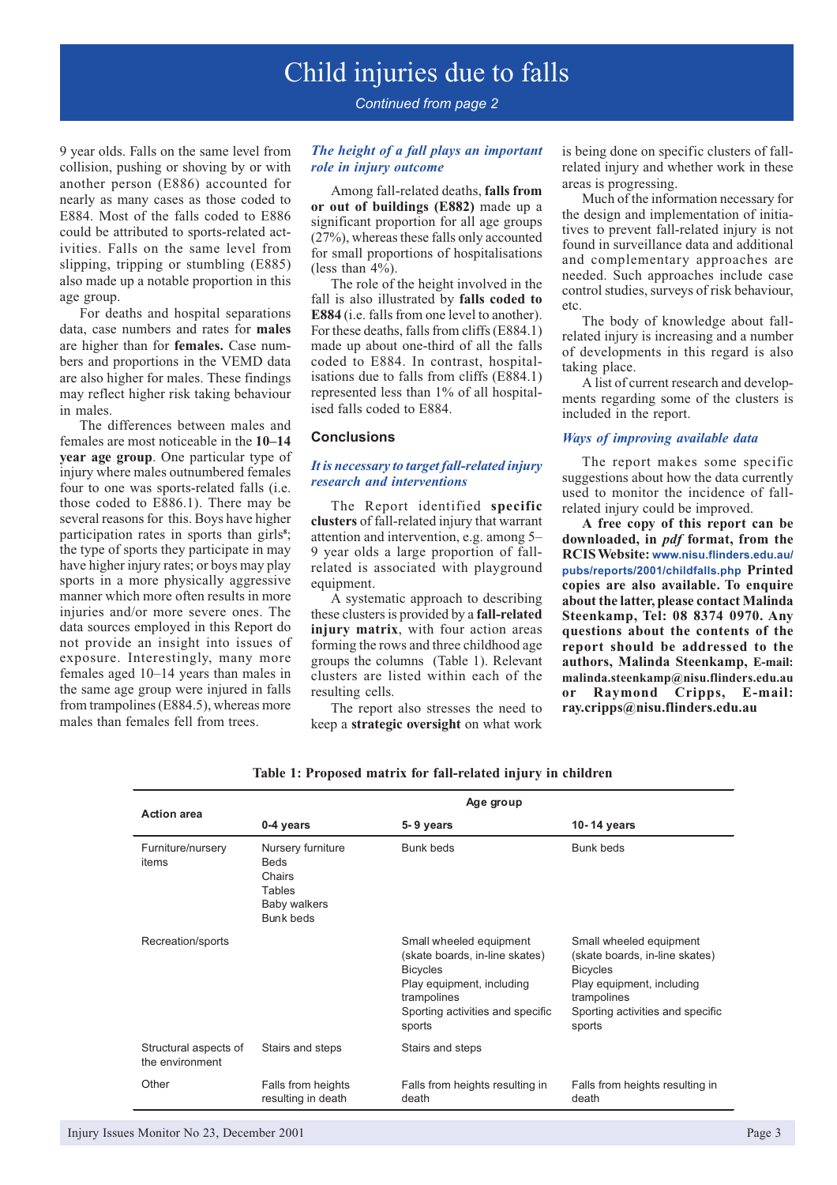# Child injuries due to falls

*Continued from page 2*

9 year olds. Falls on the same level from collision, pushing or shoving by or with another person (E886) accounted for nearly as many cases as those coded to E884. Most of the falls coded to E886 could be attributed to sports-related activities. Falls on the same level from slipping, tripping or stumbling (E885) also made up a notable proportion in this age group.

For deaths and hospital separations data, case numbers and rates for **males** are higher than for **females.** Case numbers and proportions in the VEMD data are also higher for males. These findings may reflect higher risk taking behaviour in males.

The differences between males and females are most noticeable in the **10–14 year age group**. One particular type of injury where males outnumbered females four to one was sports-related falls (i.e. those coded to E886.1). There may be several reasons for this. Boys have higher participation rates in sports than girls[8]; the type of sports they participate in may have higher injury rates; or boys may play sports in a more physically aggressive manner which more often results in more injuries and/or more severe ones. The data sources employed in this Report do not provide an insight into issues of exposure. Interestingly, many more females aged 10–14 years than males in the same age group were injured in falls from trampolines (E884.5), whereas more males than females fell from trees.

### *The height of a fall plays an important role in injury outcome*

Among fall-related deaths, **falls from or out of buildings (E882)** made up a significant proportion for all age groups (27%), whereas these falls only accounted for small proportions of hospitalisations (less than 4%).

The role of the height involved in the fall is also illustrated by **falls coded to E884** (i.e. falls from one level to another). For these deaths, falls from cliffs (E884.1) made up about one-third of all the falls coded to E884. In contrast, hospitalisations due to falls from cliffs (E884.1) represented less than 1% of all hospitalised falls coded to E884.

## Conclusions

### *It is necessary to target fall-related injury research and interventions*

The Report identified **specific clusters** of fall-related injury that warrant attention and intervention, e.g. among 5–9 year olds a large proportion of fall-related is associated with playground equipment.

A systematic approach to describing these clusters is provided by a **fall-related injury matrix**, with four action areas forming the rows and three childhood age groups the columns (Table 1). Relevant clusters are listed within each of the resulting cells.

The report also stresses the need to keep a **strategic oversight** on what work is being done on specific clusters of fall-related injury and whether work in these areas is progressing.

Much of the information necessary for the design and implementation of initiatives to prevent fall-related injury is not found in surveillance data and additional and complementary approaches are needed. Such approaches include case control studies, surveys of risk behaviour, etc.

The body of knowledge about fall-related injury is increasing and a number of developments in this regard is also taking place.

A list of current research and developments regarding some of the clusters is included in the report.

### *Ways of improving available data*

The report makes some specific suggestions about how the data currently used to monitor the incidence of fall-related injury could be improved.

**A free copy of this report can be downloaded, in *pdf* format, from the RCIS Website: www.nisu.flinders.edu.au/pubs/reports/2001/childfalls.php Printed copies are also available. To enquire about the latter, please contact Malinda Steenkamp, Tel: 08 8374 0970. Any questions about the contents of the report should be addressed to the authors, Malinda Steenkamp, E-mail: malinda.steenkamp@nisu.flinders.edu.au or Raymond Cripps, E-mail: ray.cripps@nisu.flinders.edu.au**

**Table 1: Proposed matrix for fall-related injury in children**

| Action area | Age group | | |
|---|---|---|---|
| | 0-4 years | 5- 9 years | 10- 14 years |
| Furniture/nursery items | Nursery furniture<br>Beds<br>Chairs<br>Tables<br>Baby walkers<br>Bunk beds | Bunk beds | Bunk beds |
| Recreation/sports | | Small wheeled equipment (skate boards, in-line skates)<br>Bicycles<br>Play equipment, including trampolines<br>Sporting activities and specific sports | Small wheeled equipment (skate boards, in-line skates)<br>Bicycles<br>Play equipment, including trampolines<br>Sporting activities and specific sports |
| Structural aspects of the environment | Stairs and steps | Stairs and steps | |
| Other | Falls from heights resulting in death | Falls from heights resulting in death | Falls from heights resulting in death |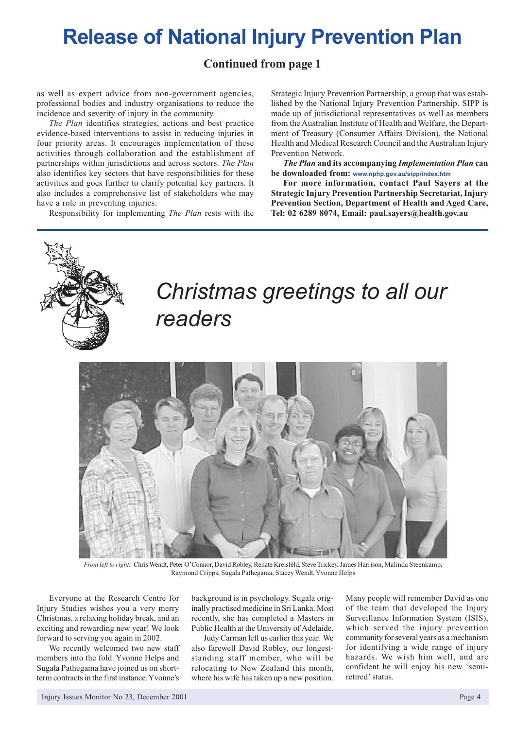# Release of National Injury Prevention Plan

**Continued from page 1**

as well as expert advice from non-government agencies, professional bodies and industry organisations to reduce the incidence and severity of injury in the community.

*The Plan* identifies strategies, actions and best practice evidence-based interventions to assist in reducing injuries in four priority areas. It encourages implementation of these activities through collaboration and the establishment of partnerships within jurisdictions and across sectors. *The Plan* also identifies key sectors that have responsibilities for these activities and goes further to clarify potential key partners. It also includes a comprehensive list of stakeholders who may have a role in preventing injuries.

Responsibility for implementing *The Plan* rests with the Strategic Injury Prevention Partnership, a group that was established by the National Injury Prevention Partnership. SIPP is made up of jurisdictional representatives as well as members from the Australian Institute of Health and Welfare, the Department of Treasury (Consumer Affairs Division), the National Health and Medical Research Council and the Australian Injury Prevention Network.

***The Plan* and its accompanying *Implementation Plan* can be downloaded from: www.nphp.gov.au/sipp/index.htm**

**For more information, contact Paul Sayers at the Strategic Injury Prevention Partnership Secretariat, Injury Prevention Section, Department of Health and Aged Care, Tel: 02 6289 8074, Email: paul.sayers@health.gov.au**

# *Christmas greetings to all our readers*

*From left to right:* Chris Wendt, Peter O'Connor, David Robley, Renate Kreisfeld, Steve Trickey, James Harrison, Malinda Steenkamp, Raymond Cripps, Sugala Pathegama, Stacey Wendt, Yvonne Helps

Everyone at the Research Centre for Injury Studies wishes you a very merry Christmas, a relaxing holiday break, and an exciting and rewarding new year! We look forward to serving you again in 2002.

We recently welcomed two new staff members into the fold. Yvonne Helps and Sugala Pathegama have joined us on short-term contracts in the first instance. Yvonne's background is in psychology. Sugala originally practised medicine in Sri Lanka. Most recently, she has completed a Masters in Public Health at the University of Adelaide.

Judy Carman left us earlier this year. We also farewell David Robley, our longest-standing staff member, who will be relocating to New Zealand this month, where his wife has taken up a new position. Many people will remember David as one of the team that developed the Injury Surveillance Information System (ISIS), which served the injury prevention community for several years as a mechanism for identifying a wide range of injury hazards. We wish him well, and are confident he will enjoy his new 'semi-retired' status.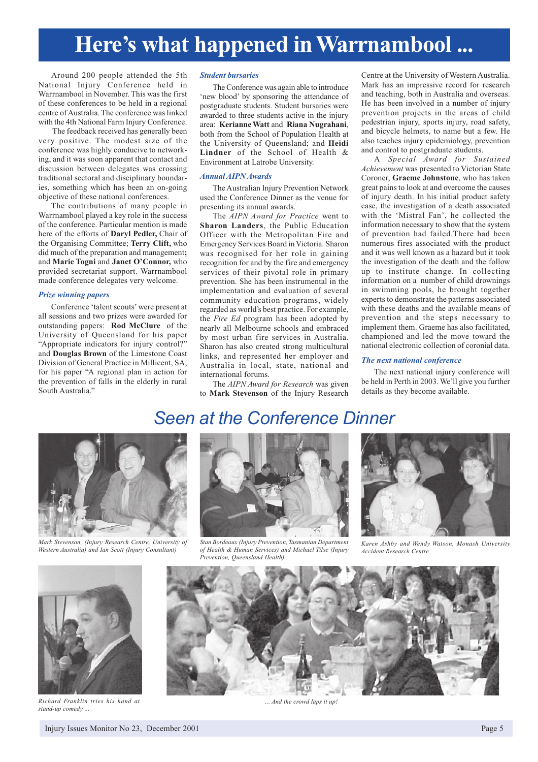# Here's what happened in Warrnambool ...

Around 200 people attended the 5th National Injury Conference held in Warrnambool in November. This was the first of these conferences to be held in a regional centre of Australia. The conference was linked with the 4th National Farm Injury Conference.

The feedback received has generally been very positive. The modest size of the conference was highly conducive to networking, and it was soon apparent that contact and discussion between delegates was crossing traditional sectoral and disciplinary boundaries, something which has been an on-going objective of these national conferences.

The contributions of many people in Warrnambool played a key role in the success of the conference. Particular mention is made here of the efforts of **Daryl Pedler,** Chair of the Organising Committee; **Terry Clift,** who did much of the preparation and management**;** and **Marie Togni** and **Janet O'Connor,** who provided secretariat support. Warrnambool made conference delegates very welcome.

### *Prize winning papers*

Conference 'talent scouts' were present at all sessions and two prizes were awarded for outstanding papers: **Rod McClure** of the University of Queensland for his paper "Appropriate indicators for injury control?" and **Douglas Brown** of the Limestone Coast Division of General Practice in Millicent, SA, for his paper "A regional plan in action for the prevention of falls in the elderly in rural South Australia."

### *Student bursaries*

The Conference was again able to introduce 'new blood' by sponsoring the attendance of postgraduate students. Student bursaries were awarded to three students active in the injury area: **Kerianne Watt** and **Riana Nugrahani**, both from the School of Population Health at the University of Queensland; and **Heidi Lindner** of the School of Health & Environment at Latrobe University.

### *Annual AIPN Awards*

The Australian Injury Prevention Network used the Conference Dinner as the venue for presenting its annual awards.

The *AIPN Award for Practice* went to **Sharon Landers**, the Public Education Officer with the Metropolitan Fire and Emergency Services Board in Victoria. Sharon was recognised for her role in gaining recognition for and by the fire and emergency services of their pivotal role in primary prevention. She has been instrumental in the implementation and evaluation of several community education programs, widely regarded as world's best practice. For example, the *Fire Ed* program has been adopted by nearly all Melbourne schools and embraced by most urban fire services in Australia. Sharon has also created strong multicultural links, and represented her employer and Australia in local, state, national and international forums.

The *AIPN Award for Research* was given to **Mark Stevenson** of the Injury Research Centre at the University of Western Australia. Mark has an impressive record for research and teaching, both in Australia and overseas. He has been involved in a number of injury prevention projects in the areas of child pedestrian injury, sports injury, road safety, and bicycle helmets, to name but a few. He also teaches injury epidemiology, prevention and control to postgraduate students.

A *Special Award for Sustained Achievement* was presented to Victorian State Coroner, **Graeme Johnstone**, who has taken great pains to look at and overcome the causes of injury death. In his initial product safety case, the investigation of a death associated with the 'Mistral Fan', he collected the information necessary to show that the system of prevention had failed.There had been numerous fires associated with the product and it was well known as a hazard but it took the investigation of the death and the follow up to institute change. In collecting information on a number of child drownings in swimming pools, he brought together experts to demonstrate the patterns associated with these deaths and the available means of prevention and the steps necessary to implement them. Graeme has also facilitated, championed and led the move toward the national electronic collection of coronial data.

### *The next national conference*

The next national injury conference will be held in Perth in 2003. We'll give you further details as they become available.

## *Seen at the Conference Dinner*

*Mark Stevenson, (Injury Research Centre, University of Western Australia) and Ian Scott (Injury Consultant)*

*Stan Bordeaux (Injury Prevention, Tasmanian Department of Health & Human Services) and Michael Tilse (Injury Prevention, Queensland Health)*

*Karen Ashby and Wendy Watson, Monash University Accident Research Centre*

*Richard Franklin tries his hand at stand-up comedy ...*

*... And the crowd laps it up!*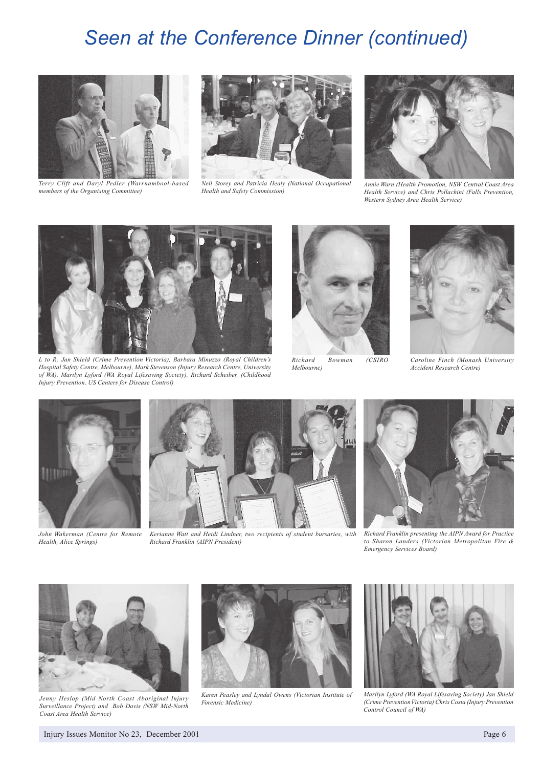# Seen at the Conference Dinner (continued)

*Terry Clift and Daryl Pedler (Warrnambool-based members of the Organising Committee)*

*Neil Storey and Patricia Healy (National Occupational Health and Safety Commission)*

*Annie Warn (Health Promotion, NSW Central Coast Area Health Service) and Chris Pollachini (Falls Prevention, Western Sydney Area Health Service)*

*L to R: Jan Shield (Crime Prevention Victoria), Barbara Minuzzo (Royal Children's Hospital Safety Centre, Melbourne), Mark Stevenson (Injury Research Centre, University of WA), Marilyn Lyford (WA Royal Lifesaving Society), Richard Scheiber, (Childhood Injury Prevention, US Centers for Disease Control)*

*Richard Bowman (CSIRO Melbourne)*

*Caroline Finch (Monash University Accident Research Centre)*

*John Wakerman (Centre for Remote Health, Alice Springs)*

*Kerianne Watt and Heidi Lindner, two recipients of student bursaries, with Richard Franklin (AIPN President)*

*Richard Franklin presenting the AIPN Award for Practice to Sharon Landers (Victorian Metropolitan Fire & Emergency Services Board)*

*Jenny Heslop (Mid North Coast Aboriginal Injury Surveillance Project) and Bob Davis (NSW Mid-North Coast Area Health Service)*

*Karen Peasley and Lyndal Owens (Victorian Institute of Forensic Medicine)*

*Marilyn Lyford (WA Royal Lifesaving Society) Jan Shield (Crime Prevention Victoria) Chris Costa (Injury Prevention Control Council of WA)*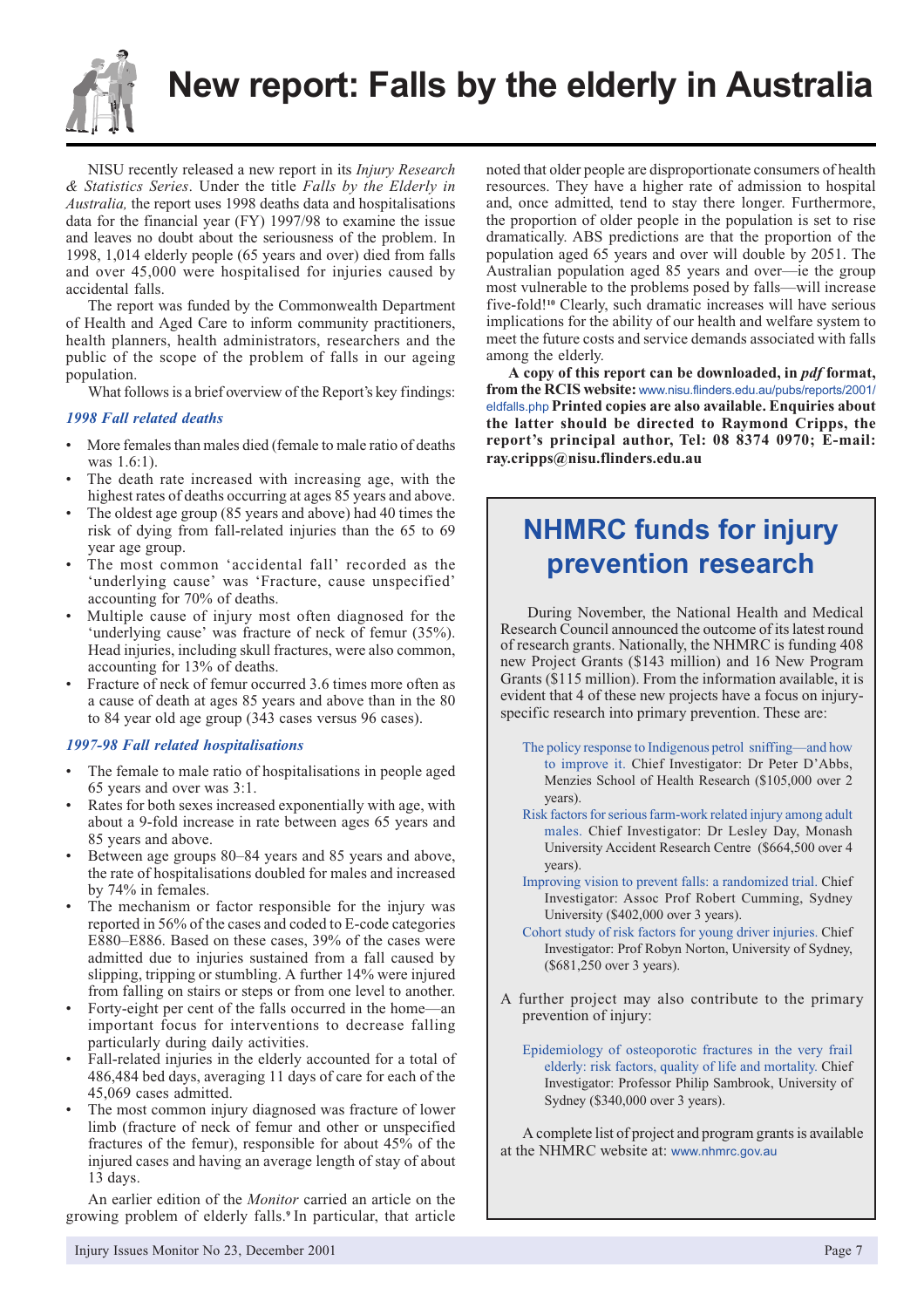# New report: Falls by the elderly in Australia

NISU recently released a new report in its *Injury Research & Statistics Series*. Under the title *Falls by the Elderly in Australia,* the report uses 1998 deaths data and hospitalisations data for the financial year (FY) 1997/98 to examine the issue and leaves no doubt about the seriousness of the problem. In 1998, 1,014 elderly people (65 years and over) died from falls and over 45,000 were hospitalised for injuries caused by accidental falls.

The report was funded by the Commonwealth Department of Health and Aged Care to inform community practitioners, health planners, health administrators, researchers and the public of the scope of the problem of falls in our ageing population.

What follows is a brief overview of the Report's key findings:

### *1998 Fall related deaths*

- More females than males died (female to male ratio of deaths was 1.6:1).
- The death rate increased with increasing age, with the highest rates of deaths occurring at ages 85 years and above.
- The oldest age group (85 years and above) had 40 times the risk of dying from fall-related injuries than the 65 to 69 year age group.
- The most common 'accidental fall' recorded as the 'underlying cause' was 'Fracture, cause unspecified' accounting for 70% of deaths.
- Multiple cause of injury most often diagnosed for the 'underlying cause' was fracture of neck of femur (35%). Head injuries, including skull fractures, were also common, accounting for 13% of deaths.
- Fracture of neck of femur occurred 3.6 times more often as a cause of death at ages 85 years and above than in the 80 to 84 year old age group (343 cases versus 96 cases).

### *1997-98 Fall related hospitalisations*

- The female to male ratio of hospitalisations in people aged 65 years and over was 3:1.
- Rates for both sexes increased exponentially with age, with about a 9-fold increase in rate between ages 65 years and 85 years and above.
- Between age groups 80–84 years and 85 years and above, the rate of hospitalisations doubled for males and increased by 74% in females.
- The mechanism or factor responsible for the injury was reported in 56% of the cases and coded to E-code categories E880–E886. Based on these cases, 39% of the cases were admitted due to injuries sustained from a fall caused by slipping, tripping or stumbling. A further 14% were injured from falling on stairs or steps or from one level to another.
- Forty-eight per cent of the falls occurred in the home—an important focus for interventions to decrease falling particularly during daily activities.
- Fall-related injuries in the elderly accounted for a total of 486,484 bed days, averaging 11 days of care for each of the 45,069 cases admitted.
- The most common injury diagnosed was fracture of lower limb (fracture of neck of femur and other or unspecified fractures of the femur), responsible for about 45% of the injured cases and having an average length of stay of about 13 days.

An earlier edition of the *Monitor* carried an article on the growing problem of elderly falls.[9] In particular, that article noted that older people are disproportionate consumers of health resources. They have a higher rate of admission to hospital and, once admitted, tend to stay there longer. Furthermore, the proportion of older people in the population is set to rise dramatically. ABS predictions are that the proportion of the population aged 65 years and over will double by 2051. The Australian population aged 85 years and over—ie the group most vulnerable to the problems posed by falls—will increase five-fold![10] Clearly, such dramatic increases will have serious implications for the ability of our health and welfare system to meet the future costs and service demands associated with falls among the elderly.

**A copy of this report can be downloaded, in *pdf* format, from the RCIS website:** www.nisu.flinders.edu.au/pubs/reports/2001/eldfalls.php **Printed copies are also available. Enquiries about the latter should be directed to Raymond Cripps, the report's principal author, Tel: 08 8374 0970; E-mail: ray.cripps@nisu.flinders.edu.au**

## NHMRC funds for injury prevention research

During November, the National Health and Medical Research Council announced the outcome of its latest round of research grants. Nationally, the NHMRC is funding 408 new Project Grants ($143 million) and 16 New Program Grants ($115 million). From the information available, it is evident that 4 of these new projects have a focus on injury-specific research into primary prevention. These are:

- The policy response to Indigenous petrol sniffing—and how to improve it. Chief Investigator: Dr Peter D'Abbs, Menzies School of Health Research ($105,000 over 2 years).
- Risk factors for serious farm-work related injury among adult males. Chief Investigator: Dr Lesley Day, Monash University Accident Research Centre ($664,500 over 4 years).
- Improving vision to prevent falls: a randomized trial. Chief Investigator: Assoc Prof Robert Cumming, Sydney University ($402,000 over 3 years).
- Cohort study of risk factors for young driver injuries. Chief Investigator: Prof Robyn Norton, University of Sydney, ($681,250 over 3 years).

A further project may also contribute to the primary prevention of injury:

- Epidemiology of osteoporotic fractures in the very frail elderly: risk factors, quality of life and mortality. Chief Investigator: Professor Philip Sambrook, University of Sydney ($340,000 over 3 years).

A complete list of project and program grants is available at the NHMRC website at: www.nhmrc.gov.au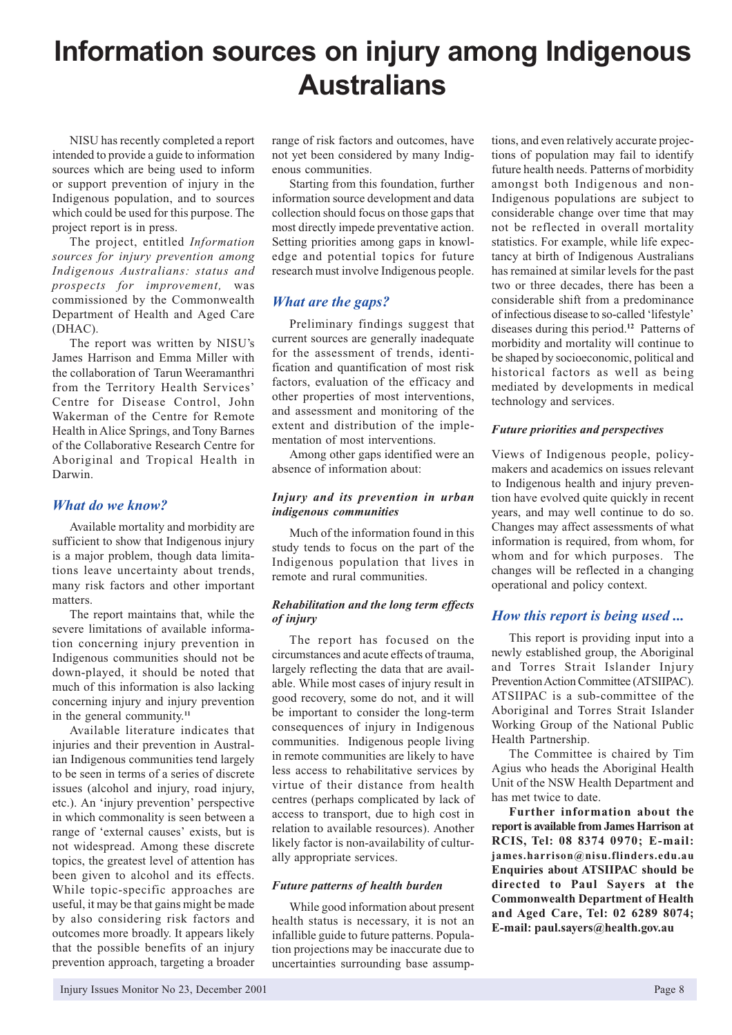# Information sources on injury among Indigenous Australians

NISU has recently completed a report intended to provide a guide to information sources which are being used to inform or support prevention of injury in the Indigenous population, and to sources which could be used for this purpose. The project report is in press.

The project, entitled *Information sources for injury prevention among Indigenous Australians: status and prospects for improvement,* was commissioned by the Commonwealth Department of Health and Aged Care (DHAC).

The report was written by NISU's James Harrison and Emma Miller with the collaboration of Tarun Weeramanthri from the Territory Health Services' Centre for Disease Control, John Wakerman of the Centre for Remote Health in Alice Springs, and Tony Barnes of the Collaborative Research Centre for Aboriginal and Tropical Health in Darwin.

## *What do we know?*

Available mortality and morbidity are sufficient to show that Indigenous injury is a major problem, though data limitations leave uncertainty about trends, many risk factors and other important matters.

The report maintains that, while the severe limitations of available information concerning injury prevention in Indigenous communities should not be down-played, it should be noted that much of this information is also lacking concerning injury and injury prevention in the general community.[11]

Available literature indicates that injuries and their prevention in Australian Indigenous communities tend largely to be seen in terms of a series of discrete issues (alcohol and injury, road injury, etc.). An 'injury prevention' perspective in which commonality is seen between a range of 'external causes' exists, but is not widespread. Among these discrete topics, the greatest level of attention has been given to alcohol and its effects. While topic-specific approaches are useful, it may be that gains might be made by also considering risk factors and outcomes more broadly. It appears likely that the possible benefits of an injury prevention approach, targeting a broader range of risk factors and outcomes, have not yet been considered by many Indigenous communities.

Starting from this foundation, further information source development and data collection should focus on those gaps that most directly impede preventative action. Setting priorities among gaps in knowledge and potential topics for future research must involve Indigenous people.

## *What are the gaps?*

Preliminary findings suggest that current sources are generally inadequate for the assessment of trends, identification and quantification of most risk factors, evaluation of the efficacy and other properties of most interventions, and assessment and monitoring of the extent and distribution of the implementation of most interventions.

Among other gaps identified were an absence of information about:

### *Injury and its prevention in urban indigenous communities*

Much of the information found in this study tends to focus on the part of the Indigenous population that lives in remote and rural communities.

### *Rehabilitation and the long term effects of injury*

The report has focused on the circumstances and acute effects of trauma, largely reflecting the data that are available. While most cases of injury result in good recovery, some do not, and it will be important to consider the long-term consequences of injury in Indigenous communities. Indigenous people living in remote communities are likely to have less access to rehabilitative services by virtue of their distance from health centres (perhaps complicated by lack of access to transport, due to high cost in relation to available resources). Another likely factor is non-availability of culturally appropriate services.

### *Future patterns of health burden*

While good information about present health status is necessary, it is not an infallible guide to future patterns. Population projections may be inaccurate due to uncertainties surrounding base assumptions, and even relatively accurate projections of population may fail to identify future health needs. Patterns of morbidity amongst both Indigenous and non-Indigenous populations are subject to considerable change over time that may not be reflected in overall mortality statistics. For example, while life expectancy at birth of Indigenous Australians has remained at similar levels for the past two or three decades, there has been a considerable shift from a predominance of infectious disease to so-called 'lifestyle' diseases during this period.[12] Patterns of morbidity and mortality will continue to be shaped by socioeconomic, political and historical factors as well as being mediated by developments in medical technology and services.

### *Future priorities and perspectives*

Views of Indigenous people, policy-makers and academics on issues relevant to Indigenous health and injury prevention have evolved quite quickly in recent years, and may well continue to do so. Changes may affect assessments of what information is required, from whom, for whom and for which purposes. The changes will be reflected in a changing operational and policy context.

## *How this report is being used ...*

This report is providing input into a newly established group, the Aboriginal and Torres Strait Islander Injury Prevention Action Committee (ATSIIPAC). ATSIIPAC is a sub-committee of the Aboriginal and Torres Strait Islander Working Group of the National Public Health Partnership.

The Committee is chaired by Tim Agius who heads the Aboriginal Health Unit of the NSW Health Department and has met twice to date.

**Further information about the report is available from James Harrison at RCIS, Tel: 08 8374 0970; E-mail: james.harrison@nisu.flinders.edu.au Enquiries about ATSIIPAC should be directed to Paul Sayers at the Commonwealth Department of Health and Aged Care, Tel: 02 6289 8074; E-mail: paul.sayers@health.gov.au**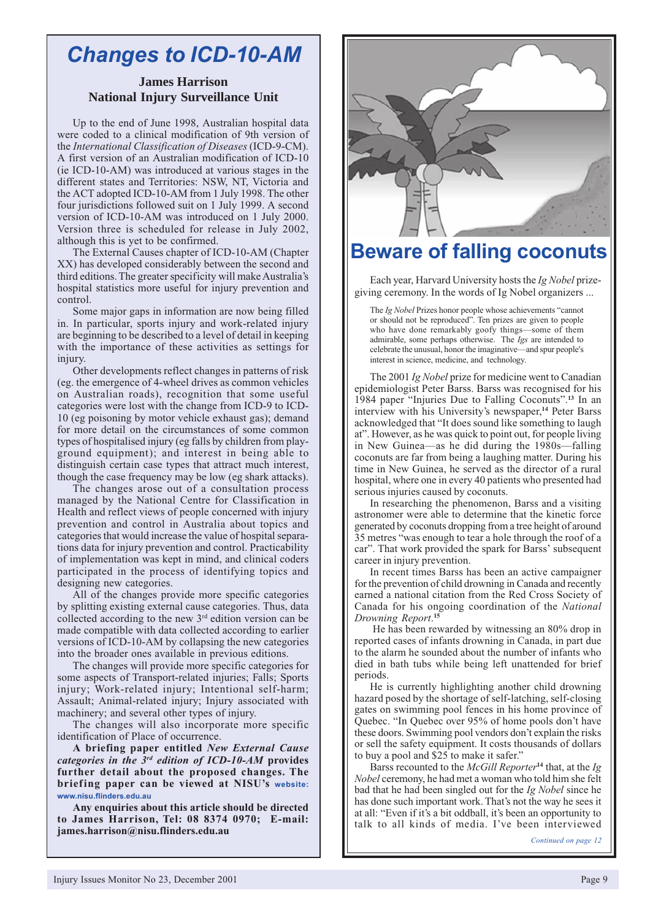# Changes to ICD-10-AM

**James Harrison**
**National Injury Surveillance Unit**

Up to the end of June 1998, Australian hospital data were coded to a clinical modification of 9th version of the *International Classification of Diseases* (ICD-9-CM). A first version of an Australian modification of ICD-10 (ie ICD-10-AM) was introduced at various stages in the different states and Territories: NSW, NT, Victoria and the ACT adopted ICD-10-AM from 1 July 1998. The other four jurisdictions followed suit on 1 July 1999. A second version of ICD-10-AM was introduced on 1 July 2000. Version three is scheduled for release in July 2002, although this is yet to be confirmed.

The External Causes chapter of ICD-10-AM (Chapter XX) has developed considerably between the second and third editions. The greater specificity will make Australia's hospital statistics more useful for injury prevention and control.

Some major gaps in information are now being filled in. In particular, sports injury and work-related injury are beginning to be described to a level of detail in keeping with the importance of these activities as settings for injury.

Other developments reflect changes in patterns of risk (eg. the emergence of 4-wheel drives as common vehicles on Australian roads), recognition that some useful categories were lost with the change from ICD-9 to ICD-10 (eg poisoning by motor vehicle exhaust gas); demand for more detail on the circumstances of some common types of hospitalised injury (eg falls by children from play-ground equipment); and interest in being able to distinguish certain case types that attract much interest, though the case frequency may be low (eg shark attacks).

The changes arose out of a consultation process managed by the National Centre for Classification in Health and reflect views of people concerned with injury prevention and control in Australia about topics and categories that would increase the value of hospital separations data for injury prevention and control. Practicability of implementation was kept in mind, and clinical coders participated in the process of identifying topics and designing new categories.

All of the changes provide more specific categories by splitting existing external cause categories. Thus, data collected according to the new 3rd edition version can be made compatible with data collected according to earlier versions of ICD-10-AM by collapsing the new categories into the broader ones available in previous editions.

The changes will provide more specific categories for some aspects of Transport-related injuries; Falls; Sports injury; Work-related injury; Intentional self-harm; Assault; Animal-related injury; Injury associated with machinery; and several other types of injury.

The changes will also incorporate more specific identification of Place of occurrence.

**A briefing paper entitled *New External Cause categories in the 3rd edition of ICD-10-AM* provides further detail about the proposed changes. The briefing paper can be viewed at NISU's website: www.nisu.flinders.edu.au**

**Any enquiries about this article should be directed to James Harrison, Tel: 08 8374 0970; E-mail: james.harrison@nisu.flinders.edu.au**

# Beware of falling coconuts

Each year, Harvard University hosts the *Ig Nobel* prize-giving ceremony. In the words of Ig Nobel organizers ...

> The *Ig Nobel* Prizes honor people whose achievements "cannot or should not be reproduced". Ten prizes are given to people who have done remarkably goofy things—some of them admirable, some perhaps otherwise. The *Igs* are intended to celebrate the unusual, honor the imaginative—and spur people's interest in science, medicine, and technology.

The 2001 *Ig Nobel* prize for medicine went to Canadian epidemiologist Peter Barss. Barss was recognised for his 1984 paper "Injuries Due to Falling Coconuts".[13] In an interview with his University's newspaper,[14] Peter Barss acknowledged that "It does sound like something to laugh at". However, as he was quick to point out, for people living in New Guinea—as he did during the 1980s—falling coconuts are far from being a laughing matter. During his time in New Guinea, he served as the director of a rural hospital, where one in every 40 patients who presented had serious injuries caused by coconuts.

In researching the phenomenon, Barss and a visiting astronomer were able to determine that the kinetic force generated by coconuts dropping from a tree height of around 35 metres "was enough to tear a hole through the roof of a car". That work provided the spark for Barss' subsequent career in injury prevention.

In recent times Barss has been an active campaigner for the prevention of child drowning in Canada and recently earned a national citation from the Red Cross Society of Canada for his ongoing coordination of the *National Drowning Report*.[15]

He has been rewarded by witnessing an 80% drop in reported cases of infants drowning in Canada, in part due to the alarm he sounded about the number of infants who died in bath tubs while being left unattended for brief periods.

He is currently highlighting another child drowning hazard posed by the shortage of self-latching, self-closing gates on swimming pool fences in his home province of Quebec. "In Quebec over 95% of home pools don't have these doors. Swimming pool vendors don't explain the risks or sell the safety equipment. It costs thousands of dollars to buy a pool and $25 to make it safer."

Barss recounted to the *McGill Reporter*[14] that, at the *Ig Nobel* ceremony, he had met a woman who told him she felt bad that he had been singled out for the *Ig Nobel* since he has done such important work. That's not the way he sees it at all: "Even if it's a bit oddball, it's been an opportunity to talk to all kinds of media. I've been interviewed

*Continued on page 12*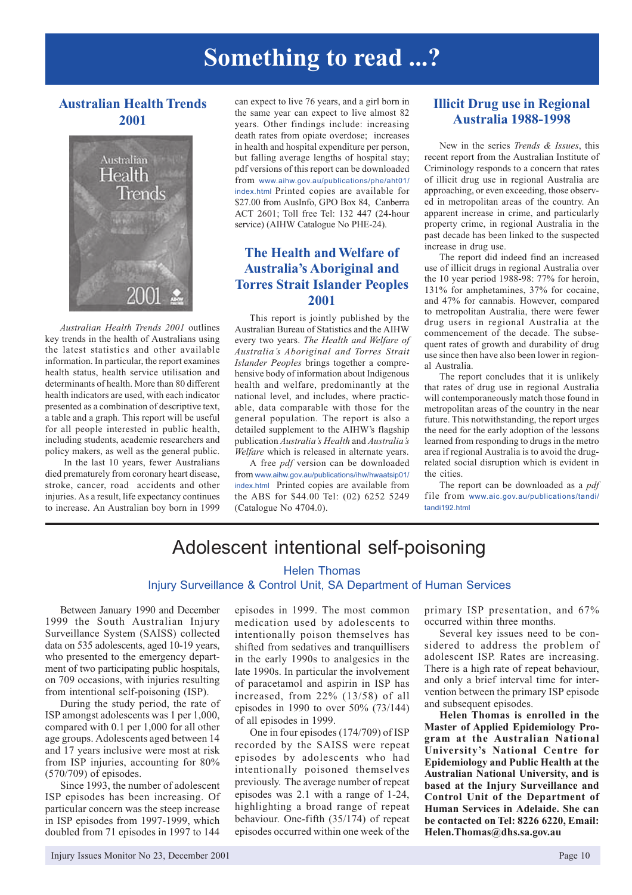# Something to read ...?

## Australian Health Trends 2001

*Australian Health Trends 2001* outlines key trends in the health of Australians using the latest statistics and other available information. In particular, the report examines health status, health service utilisation and determinants of health. More than 80 different health indicators are used, with each indicator presented as a combination of descriptive text, a table and a graph. This report will be useful for all people interested in public health, including students, academic researchers and policy makers, as well as the general public.

In the last 10 years, fewer Australians died prematurely from coronary heart disease, stroke, cancer, road accidents and other injuries. As a result, life expectancy continues to increase. An Australian boy born in 1999 can expect to live 76 years, and a girl born in the same year can expect to live almost 82 years. Other findings include: increasing death rates from opiate overdose; increases in health and hospital expenditure per person, but falling average lengths of hospital stay; pdf versions of this report can be downloaded from www.aihw.gov.au/publications/phe/aht01/index.html Printed copies are available for $27.00 from AusInfo, GPO Box 84, Canberra ACT 2601; Toll free Tel: 132 447 (24-hour service) (AIHW Catalogue No PHE-24).

## The Health and Welfare of Australia's Aboriginal and Torres Strait Islander Peoples 2001

This report is jointly published by the Australian Bureau of Statistics and the AIHW every two years. *The Health and Welfare of Australia's Aboriginal and Torres Strait Islander Peoples* brings together a comprehensive body of information about Indigenous health and welfare, predominantly at the national level, and includes, where practicable, data comparable with those for the general population. The report is also a detailed supplement to the AIHW's flagship publication *Australia's Health* and *Australia's Welfare* which is released in alternate years.

A free *pdf* version can be downloaded from www.aihw.gov.au/publications/ihw/hwaatsip01/index.html Printed copies are available from the ABS for $44.00 Tel: (02) 6252 5249 (Catalogue No 4704.0).

## Illicit Drug use in Regional Australia 1988-1998

New in the series *Trends & Issues*, this recent report from the Australian Institute of Criminology responds to a concern that rates of illicit drug use in regional Australia are approaching, or even exceeding, those observed in metropolitan areas of the country. An apparent increase in crime, and particularly property crime, in regional Australia in the past decade has been linked to the suspected increase in drug use.

The report did indeed find an increased use of illicit drugs in regional Australia over the 10 year period 1988-98: 77% for heroin, 131% for amphetamines, 37% for cocaine, and 47% for cannabis. However, compared to metropolitan Australia, there were fewer drug users in regional Australia at the commencement of the decade. The subsequent rates of growth and durability of drug use since then have also been lower in regional Australia.

The report concludes that it is unlikely that rates of drug use in regional Australia will contemporaneously match those found in metropolitan areas of the country in the near future. This notwithstanding, the report urges the need for the early adoption of the lessons learned from responding to drugs in the metro area if regional Australia is to avoid the drug-related social disruption which is evident in the cities.

The report can be downloaded as a *pdf* file from www.aic.gov.au/publications/tandi/tandi192.html

# Adolescent intentional self-poisoning

Helen Thomas

Injury Surveillance & Control Unit, SA Department of Human Services

Between January 1990 and December 1999 the South Australian Injury Surveillance System (SAISS) collected data on 535 adolescents, aged 10-19 years, who presented to the emergency department of two participating public hospitals, on 709 occasions, with injuries resulting from intentional self-poisoning (ISP).

During the study period, the rate of ISP amongst adolescents was 1 per 1,000, compared with 0.1 per 1,000 for all other age groups. Adolescents aged between 14 and 17 years inclusive were most at risk from ISP injuries, accounting for 80% (570/709) of episodes.

Since 1993, the number of adolescent ISP episodes has been increasing. Of particular concern was the steep increase in ISP episodes from 1997-1999, which doubled from 71 episodes in 1997 to 144 episodes in 1999. The most common medication used by adolescents to intentionally poison themselves has shifted from sedatives and tranquillisers in the early 1990s to analgesics in the late 1990s. In particular the involvement of paracetamol and aspirin in ISP has increased, from 22% (13/58) of all episodes in 1990 to over 50% (73/144) of all episodes in 1999.

One in four episodes (174/709) of ISP recorded by the SAISS were repeat episodes by adolescents who had intentionally poisoned themselves previously. The average number of repeat episodes was 2.1 with a range of 1-24, highlighting a broad range of repeat behaviour. One-fifth (35/174) of repeat episodes occurred within one week of the primary ISP presentation, and 67% occurred within three months.

Several key issues need to be considered to address the problem of adolescent ISP. Rates are increasing. There is a high rate of repeat behaviour, and only a brief interval time for intervention between the primary ISP episode and subsequent episodes.

**Helen Thomas is enrolled in the Master of Applied Epidemiology Program at the Australian National University's National Centre for Epidemiology and Public Health at the Australian National University, and is based at the Injury Surveillance and Control Unit of the Department of Human Services in Adelaide. She can be contacted on Tel: 8226 6220, Email: Helen.Thomas@dhs.sa.gov.au**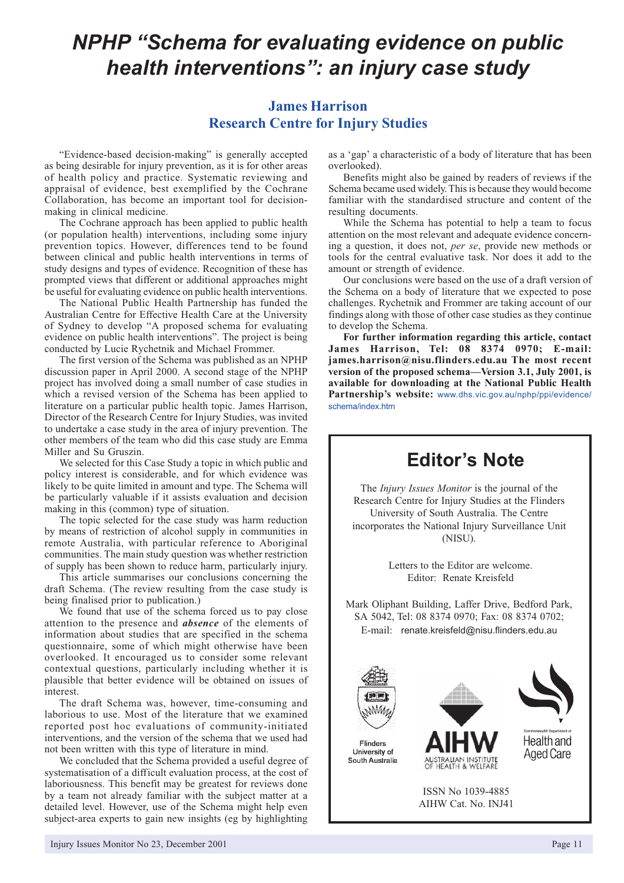# NPHP "Schema for evaluating evidence on public health interventions": an injury case study

## James Harrison
## Research Centre for Injury Studies

"Evidence-based decision-making" is generally accepted as being desirable for injury prevention, as it is for other areas of health policy and practice. Systematic reviewing and appraisal of evidence, best exemplified by the Cochrane Collaboration, has become an important tool for decision-making in clinical medicine.

The Cochrane approach has been applied to public health (or population health) interventions, including some injury prevention topics. However, differences tend to be found between clinical and public health interventions in terms of study designs and types of evidence. Recognition of these has prompted views that different or additional approaches might be useful for evaluating evidence on public health interventions.

The National Public Health Partnership has funded the Australian Centre for Effective Health Care at the University of Sydney to develop "A proposed schema for evaluating evidence on public health interventions". The project is being conducted by Lucie Rychetnik and Michael Frommer.

The first version of the Schema was published as an NPHP discussion paper in April 2000. A second stage of the NPHP project has involved doing a small number of case studies in which a revised version of the Schema has been applied to literature on a particular public health topic. James Harrison, Director of the Research Centre for Injury Studies, was invited to undertake a case study in the area of injury prevention. The other members of the team who did this case study are Emma Miller and Su Gruszin.

We selected for this Case Study a topic in which public and policy interest is considerable, and for which evidence was likely to be quite limited in amount and type. The Schema will be particularly valuable if it assists evaluation and decision making in this (common) type of situation.

The topic selected for the case study was harm reduction by means of restriction of alcohol supply in communities in remote Australia, with particular reference to Aboriginal communities. The main study question was whether restriction of supply has been shown to reduce harm, particularly injury.

This article summarises our conclusions concerning the draft Schema. (The review resulting from the case study is being finalised prior to publication.)

We found that use of the schema forced us to pay close attention to the presence and ***absence*** of the elements of information about studies that are specified in the schema questionnaire, some of which might otherwise have been overlooked. It encouraged us to consider some relevant contextual questions, particularly including whether it is plausible that better evidence will be obtained on issues of interest.

The draft Schema was, however, time-consuming and laborious to use. Most of the literature that we examined reported post hoc evaluations of community-initiated interventions, and the version of the schema that we used had not been written with this type of literature in mind.

We concluded that the Schema provided a useful degree of systematisation of a difficult evaluation process, at the cost of laboriousness. This benefit may be greatest for reviews done by a team not already familiar with the subject matter at a detailed level. However, use of the Schema might help even subject-area experts to gain new insights (eg by highlighting as a 'gap' a characteristic of a body of literature that has been overlooked).

Benefits might also be gained by readers of reviews if the Schema became used widely. This is because they would become familiar with the standardised structure and content of the resulting documents.

While the Schema has potential to help a team to focus attention on the most relevant and adequate evidence concerning a question, it does not, *per se*, provide new methods or tools for the central evaluative task. Nor does it add to the amount or strength of evidence.

Our conclusions were based on the use of a draft version of the Schema on a body of literature that we expected to pose challenges. Rychetnik and Frommer are taking account of our findings along with those of other case studies as they continue to develop the Schema.

**For further information regarding this article, contact James Harrison, Tel: 08 8374 0970; E-mail: james.harrison@nisu.flinders.edu.au The most recent version of the proposed schema—Version 3.1, July 2001, is available for downloading at the National Public Health Partnership's website:** www.dhs.vic.gov.au/nphp/ppi/evidence/schema/index.htm

## Editor's Note

The *Injury Issues Monitor* is the journal of the Research Centre for Injury Studies at the Flinders University of South Australia. The Centre incorporates the National Injury Surveillance Unit (NISU).

Letters to the Editor are welcome.
Editor: Renate Kreisfeld

Mark Oliphant Building, Laffer Drive, Bedford Park, SA 5042, Tel: 08 8374 0970; Fax: 08 8374 0702; E-mail: renate.kreisfeld@nisu.flinders.edu.au

Flinders University of South Australia

AIHW Australian Institute of Health & Welfare

Commonwealth Department of Health and Aged Care

ISSN No 1039-4885
AIHW Cat. No. INJ41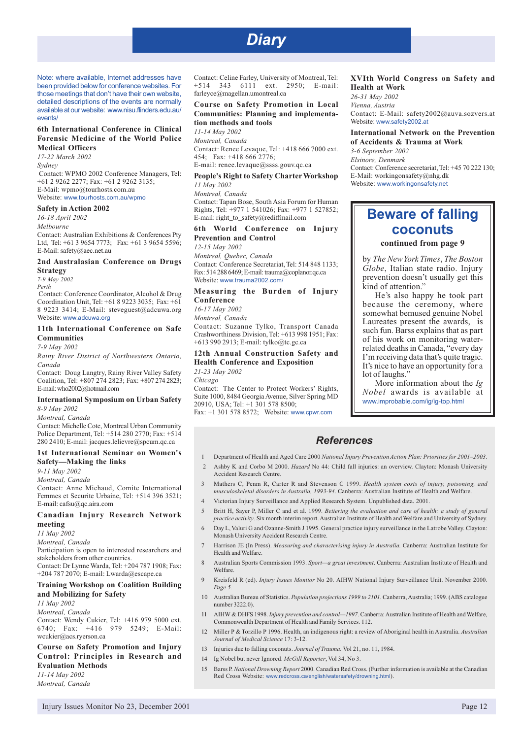# Diary

Note: where available, Internet addresses have been provided below for conference websites. For those meetings that don't have their own website, detailed descriptions of the events are normally available at our website: www.nisu.flinders.edu.au/events/

### 6th International Conference in Clinical Forensic Medicine of the World Police Medical Officers

*17-22 March 2002*
*Sydney*
Contact: WPMO 2002 Conference Managers, Tel: +61 2 9262 2277; Fax: +61 2 9262 3135; E-Mail: wpmo@tourhosts.com.au
Website: www.tourhosts.com.au/wpmo

### Safety in Action 2002

*16-18 April 2002*
*Melbourne*
Contact: Australian Exhibitions & Conferences Pty Ltd, Tel: +61 3 9654 7773; Fax: +61 3 9654 5596; E-Mail: safety@aec.net.au

### 2nd Australasian Conference on Drugs Strategy

*7-9 May 2002*
*Perth*
Contact: Conference Coordinator, Alcohol & Drug Coordination Unit, Tel: +61 8 9223 3035; Fax: +61 8 9223 3414; E-Mail: steveguest@adcuwa.org
Website: www.adcuwa.org

### 11th International Conference on Safe Communities

*7-9 May 2002*
*Rainy River District of Northwestern Ontario, Canada*
Contact: Doug Langtry, Rainy River Valley Safety Coalition, Tel: +807 274 2823; Fax: +807 274 2823; E-mail: who2002@hotmail.com

### International Symposium on Urban Safety

*8-9 May 2002*
*Montreal, Canada*
Contact: Michelle Cote, Montreal Urban Community Police Department, Tel: +514 280 2770; Fax: +514 280 2410; E-mail: jacques.lelievre@spcum.qc.ca

### 1st International Seminar on Women's Safety—Making the links

*9-11 May 2002*
*Montreal, Canada*
Contact: Anne Michaud, Comite International Femmes et Securite Urbaine, Tel: +514 396 3521; E-mail: cafsu@qc.aira.com

### Canadian Injury Research Network meeting

*11 May 2002*
*Montreal, Canada*
Participation is open to interested researchers and stakeholders from other countries.
Contact: Dr Lynne Warda, Tel: +204 787 1908; Fax: +204 787 2070; E-mail: Lwarda@escape.ca

### Training Workshop on Coalition Building and Mobilizing for Safety

*11 May 2002*
*Montreal, Canada*
Contact: Wendy Cukier, Tel: +416 979 5000 ext. 6740; Fax: +416 979 5249; E-Mail: wcukier@acs.ryerson.ca

### Course on Safety Promotion and Injury Control: Principles in Research and Evaluation Methods

*11-14 May 2002*
*Montreal, Canada*
Contact: Celine Farley, University of Montreal, Tel: +514 343 6111 ext. 2950; E-mail: farleyce@magellan.umontreal.ca

### Course on Safety Promotion in Local Communities: Planning and implementation methods and tools

*11-14 May 2002*
*Montreal, Canada*
Contact: Renee Levaque, Tel: +418 666 7000 ext. 454; Fax: +418 666 2776;
E-mail: renee.levaque@ssss.gouv.qc.ca

### People's Right to Safety Charter Workshop

*11 May 2002*
*Montreal, Canada*
Contact: Tapan Bose, South Asia Forum for Human Rights, Tel: +977 1 541026; Fax: +977 1 527852; E-mail: right_to_safety@rediffmail.com

### 6th World Conference on Injury Prevention and Control

*12-15 May 2002*
*Montreal, Quebec, Canada*
Contact: Conference Secretariat, Tel: 514 848 1133; Fax: 514 288 6469; E-mail: trauma@coplanor.qc.ca
Website: www.trauma2002.com/

### Measuring the Burden of Injury Conference

*16-17 May 2002*
*Montreal, Canada*
Contact: Suzanne Tylko, Transport Canada Crashworthiness Division, Tel: +613 998 1951; Fax: +613 990 2913; E-mail: tylko@tc.gc.ca

### 12th Annual Construction Safety and Health Conference and Exposition

*21-23 May 2002*
*Chicago*
Contact: The Center to Protect Workers' Rights, Suite 1000, 8484 Georgia Avenue, Silver Spring MD 20910, USA; Tel: +1 301 578 8500;
Fax: +1 301 578 8572; Website: www.cpwr.com

### XVIth World Congress on Safety and Health at Work

*26-31 May 2002*
*Vienna, Austria*
Contact: E-Mail: safety2002@auva.sozvers.at
Website: www.safety2002.at

### International Network on the Prevention of Accidents & Trauma at Work

*3-6 September 2002*
*Elsinore, Denmark*
Contact: Conference secretariat, Tel: +45 70 222 130; E-Mail: workingonsafety@nhg.dk
Website: www.workingonsafety.net

## Beware of falling coconuts

**continued from page 9**

by *The New York Times*, *The Boston Globe*, Italian state radio. Injury prevention doesn't usually get this kind of attention."

He's also happy he took part because the ceremony, where somewhat bemused genuine Nobel Laureates present the awards, is such fun. Barss explains that as part of his work on monitoring water-related deaths in Canada, "every day I'm receiving data that's quite tragic. It's nice to have an opportunity for a lot of laughs."

More information about the *Ig Nobel* awards is available at www.improbable.com/ig/ig-top.html

## References

1. Department of Health and Aged Care 2000 *National Injury Prevention Action Plan: Priorities for 2001–2003.*
2. Ashby K and Corbo M 2000. *Hazard* No 44: Child fall injuries: an overview. Clayton: Monash University Accident Research Centre.
3. Mathers C, Penm R, Carter R and Stevenson C 1999. *Health system costs of injury, poisoning, and musculoskeletal disorders in Australia, 1993-94*. Canberra: Australian Institute of Health and Welfare.
4. Victorian Injury Surveillance and Applied Research System. Unpublished data. 2001.
5. Britt H, Sayer P, Miller C and et al. 1999. *Bettering the evaluation and care of health: a study of general practice activity*. Six month interim report. Australian Institute of Health and Welfare and University of Sydney.
6. Day L, Valuri G and Ozanne-Smith J 1995. General practice injury surveillance in the Latrobe Valley. Clayton: Monash University Accident Research Centre.
7. Harrison JE (In Press). *Measuring and characterising injury in Australia.* Canberra: Australian Institute for Health and Welfare.
8. Australian Sports Commission 1993. *Sport—a great investment*. Canberra: Australian Institute of Health and Welfare.
9. Kreisfeld R (ed). *Injury Issues Monitor* No 20. AIHW National Injury Surveillance Unit. November 2000. *Page 5.*
10. Australian Bureau of Statistics. *Population projections 1999 to 2101*. Canberra, Australia; 1999. (ABS catalogue number 3222.0).
11. AIHW & DHFS 1998. *Injury prevention and control—1997*. Canberra: Australian Institute of Health and Welfare, Commonwealth Department of Health and Family Services. 112.
12. Miller P & Torzillo P 1996. Health, an indigenous right: a review of Aboriginal health in Australia. *Australian Journal of Medical Science* 17: 3-12.
13. Injuries due to falling coconuts. *Journal of Trauma.* Vol 21, no. 11, 1984.
14. Ig Nobel but never Ignored. *McGill Reporter*, Vol 34, No 3.
15. Barss P. *National Drowning Report* 2000. Canadian Red Cross. (Further information is available at the Canadian Red Cross Website: www.redcross.ca/english/watersafety/drowning.html).